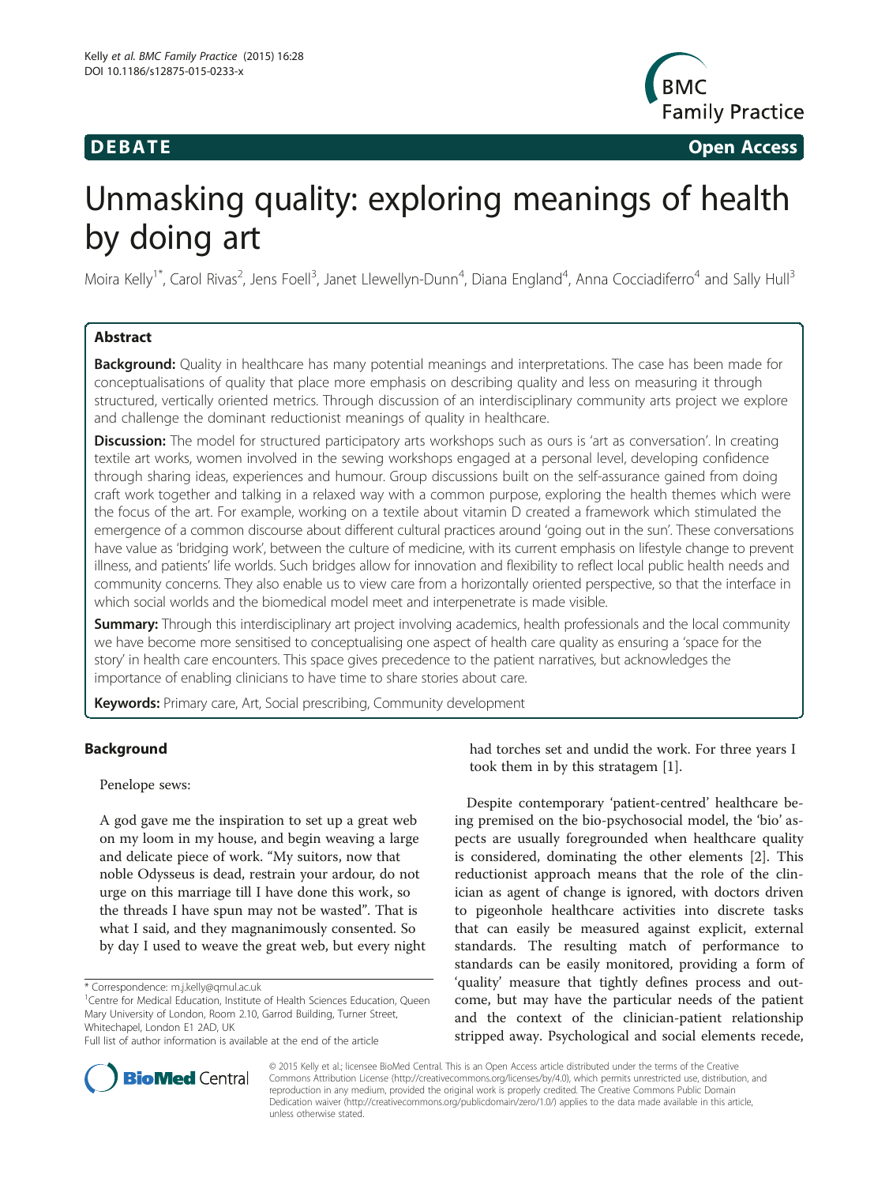DEBATE | Open Access

# Unmasking quality: exploring meanings of health by doing art

Moira Kelly[1*], Carol Rivas[2], Jens Foell[3], Janet Llewellyn-Dunn[4], Diana England[4], Anna Cocciadiferro[4] and Sally Hull[3]

## Abstract

**Background:** Quality in healthcare has many potential meanings and interpretations. The case has been made for conceptualisations of quality that place more emphasis on describing quality and less on measuring it through structured, vertically oriented metrics. Through discussion of an interdisciplinary community arts project we explore and challenge the dominant reductionist meanings of quality in healthcare.

**Discussion:** The model for structured participatory arts workshops such as ours is 'art as conversation'. In creating textile art works, women involved in the sewing workshops engaged at a personal level, developing confidence through sharing ideas, experiences and humour. Group discussions built on the self-assurance gained from doing craft work together and talking in a relaxed way with a common purpose, exploring the health themes which were the focus of the art. For example, working on a textile about vitamin D created a framework which stimulated the emergence of a common discourse about different cultural practices around 'going out in the sun'. These conversations have value as 'bridging work', between the culture of medicine, with its current emphasis on lifestyle change to prevent illness, and patients' life worlds. Such bridges allow for innovation and flexibility to reflect local public health needs and community concerns. They also enable us to view care from a horizontally oriented perspective, so that the interface in which social worlds and the biomedical model meet and interpenetrate is made visible.

**Summary:** Through this interdisciplinary art project involving academics, health professionals and the local community we have become more sensitised to conceptualising one aspect of health care quality as ensuring a 'space for the story' in health care encounters. This space gives precedence to the patient narratives, but acknowledges the importance of enabling clinicians to have time to share stories about care.

**Keywords:** Primary care, Art, Social prescribing, Community development

## Background

Penelope sews:

> A god gave me the inspiration to set up a great web on my loom in my house, and begin weaving a large and delicate piece of work. "My suitors, now that noble Odysseus is dead, restrain your ardour, do not urge on this marriage till I have done this work, so the threads I have spun may not be wasted". That is what I said, and they magnanimously consented. So by day I used to weave the great web, but every night had torches set and undid the work. For three years I took them in by this stratagem [1].

Despite contemporary 'patient-centred' healthcare being premised on the bio-psychosocial model, the 'bio' aspects are usually foregrounded when healthcare quality is considered, dominating the other elements [2]. This reductionist approach means that the role of the clinician as agent of change is ignored, with doctors driven to pigeonhole healthcare activities into discrete tasks that can easily be measured against explicit, external standards. The resulting match of performance to standards can be easily monitored, providing a form of 'quality' measure that tightly defines process and outcome, but may have the particular needs of the patient and the context of the clinician-patient relationship stripped away. Psychological and social elements recede,

\* Correspondence: m.j.kelly@qmul.ac.uk
[1]Centre for Medical Education, Institute of Health Sciences Education, Queen Mary University of London, Room 2.10, Garrod Building, Turner Street, Whitechapel, London E1 2AD, UK
Full list of author information is available at the end of the article

© 2015 Kelly et al.; licensee BioMed Central. This is an Open Access article distributed under the terms of the Creative Commons Attribution License (http://creativecommons.org/licenses/by/4.0), which permits unrestricted use, distribution, and reproduction in any medium, provided the original work is properly credited. The Creative Commons Public Domain Dedication waiver (http://creativecommons.org/publicdomain/zero/1.0/) applies to the data made available in this article, unless otherwise stated.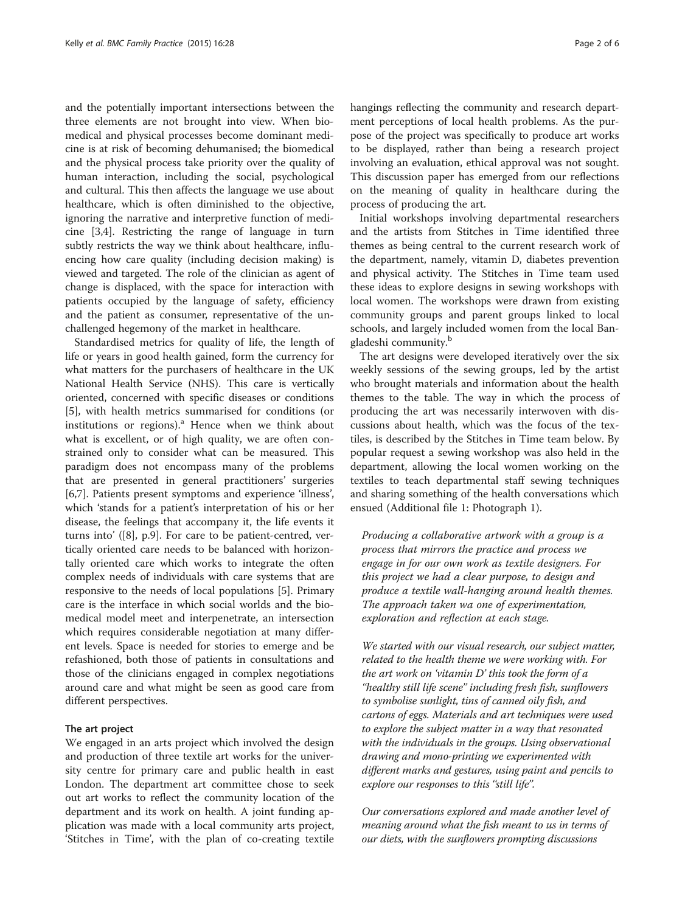and the potentially important intersections between the three elements are not brought into view. When biomedical and physical processes become dominant medicine is at risk of becoming dehumanised; the biomedical and the physical process take priority over the quality of human interaction, including the social, psychological and cultural. This then affects the language we use about healthcare, which is often diminished to the objective, ignoring the narrative and interpretive function of medicine [3,4]. Restricting the range of language in turn subtly restricts the way we think about healthcare, influencing how care quality (including decision making) is viewed and targeted. The role of the clinician as agent of change is displaced, with the space for interaction with patients occupied by the language of safety, efficiency and the patient as consumer, representative of the unchallenged hegemony of the market in healthcare.

Standardised metrics for quality of life, the length of life or years in good health gained, form the currency for what matters for the purchasers of healthcare in the UK National Health Service (NHS). This care is vertically oriented, concerned with specific diseases or conditions [5], with health metrics summarised for conditions (or institutions or regions).[a] Hence when we think about what is excellent, or of high quality, we are often constrained only to consider what can be measured. This paradigm does not encompass many of the problems that are presented in general practitioners' surgeries [6,7]. Patients present symptoms and experience 'illness', which 'stands for a patient's interpretation of his or her disease, the feelings that accompany it, the life events it turns into' ([8], p.9]. For care to be patient-centred, vertically oriented care needs to be balanced with horizontally oriented care which works to integrate the often complex needs of individuals with care systems that are responsive to the needs of local populations [5]. Primary care is the interface in which social worlds and the biomedical model meet and interpenetrate, an intersection which requires considerable negotiation at many different levels. Space is needed for stories to emerge and be refashioned, both those of patients in consultations and those of the clinicians engaged in complex negotiations around care and what might be seen as good care from different perspectives.

### The art project

We engaged in an arts project which involved the design and production of three textile art works for the university centre for primary care and public health in east London. The department art committee chose to seek out art works to reflect the community location of the department and its work on health. A joint funding application was made with a local community arts project, 'Stitches in Time', with the plan of co-creating textile hangings reflecting the community and research department perceptions of local health problems. As the purpose of the project was specifically to produce art works to be displayed, rather than being a research project involving an evaluation, ethical approval was not sought. This discussion paper has emerged from our reflections on the meaning of quality in healthcare during the process of producing the art.

Initial workshops involving departmental researchers and the artists from Stitches in Time identified three themes as being central to the current research work of the department, namely, vitamin D, diabetes prevention and physical activity. The Stitches in Time team used these ideas to explore designs in sewing workshops with local women. The workshops were drawn from existing community groups and parent groups linked to local schools, and largely included women from the local Bangladeshi community.[b]

The art designs were developed iteratively over the six weekly sessions of the sewing groups, led by the artist who brought materials and information about the health themes to the table. The way in which the process of producing the art was necessarily interwoven with discussions about health, which was the focus of the textiles, is described by the Stitches in Time team below. By popular request a sewing workshop was also held in the department, allowing the local women working on the textiles to teach departmental staff sewing techniques and sharing something of the health conversations which ensued (Additional file 1: Photograph 1).

*Producing a collaborative artwork with a group is a process that mirrors the practice and process we engage in for our own work as textile designers. For this project we had a clear purpose, to design and produce a textile wall-hanging around health themes. The approach taken wa one of experimentation, exploration and reflection at each stage.*

*We started with our visual research, our subject matter, related to the health theme we were working with. For the art work on 'vitamin D' this took the form of a "healthy still life scene" including fresh fish, sunflowers to symbolise sunlight, tins of canned oily fish, and cartons of eggs. Materials and art techniques were used to explore the subject matter in a way that resonated with the individuals in the groups. Using observational drawing and mono-printing we experimented with different marks and gestures, using paint and pencils to explore our responses to this "still life".*

*Our conversations explored and made another level of meaning around what the fish meant to us in terms of our diets, with the sunflowers prompting discussions*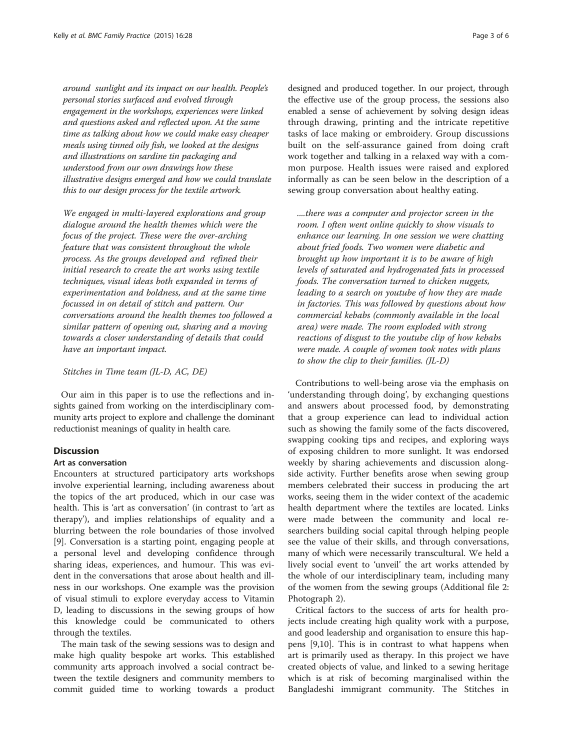*around sunlight and its impact on our health. People's personal stories surfaced and evolved through engagement in the workshops, experiences were linked and questions asked and reflected upon. At the same time as talking about how we could make easy cheaper meals using tinned oily fish, we looked at the designs and illustrations on sardine tin packaging and understood from our own drawings how these illustrative designs emerged and how we could translate this to our design process for the textile artwork.*

*We engaged in multi-layered explorations and group dialogue around the health themes which were the focus of the project. These were the over-arching feature that was consistent throughout the whole process. As the groups developed and refined their initial research to create the art works using textile techniques, visual ideas both expanded in terms of experimentation and boldness, and at the same time focussed in on detail of stitch and pattern. Our conversations around the health themes too followed a similar pattern of opening out, sharing and a moving towards a closer understanding of details that could have an important impact.*

*Stitches in Time team (JL-D, AC, DE)*

Our aim in this paper is to use the reflections and insights gained from working on the interdisciplinary community arts project to explore and challenge the dominant reductionist meanings of quality in health care.

## Discussion

### Art as conversation

Encounters at structured participatory arts workshops involve experiential learning, including awareness about the topics of the art produced, which in our case was health. This is 'art as conversation' (in contrast to 'art as therapy'), and implies relationships of equality and a blurring between the role boundaries of those involved [9]. Conversation is a starting point, engaging people at a personal level and developing confidence through sharing ideas, experiences, and humour. This was evident in the conversations that arose about health and illness in our workshops. One example was the provision of visual stimuli to explore everyday access to Vitamin D, leading to discussions in the sewing groups of how this knowledge could be communicated to others through the textiles.

The main task of the sewing sessions was to design and make high quality bespoke art works. This established community arts approach involved a social contract between the textile designers and community members to commit guided time to working towards a product designed and produced together. In our project, through the effective use of the group process, the sessions also enabled a sense of achievement by solving design ideas through drawing, printing and the intricate repetitive tasks of lace making or embroidery. Group discussions built on the self-assurance gained from doing craft work together and talking in a relaxed way with a common purpose. Health issues were raised and explored informally as can be seen below in the description of a sewing group conversation about healthy eating.

*....there was a computer and projector screen in the room. I often went online quickly to show visuals to enhance our learning. In one session we were chatting about fried foods. Two women were diabetic and brought up how important it is to be aware of high levels of saturated and hydrogenated fats in processed foods. The conversation turned to chicken nuggets, leading to a search on youtube of how they are made in factories. This was followed by questions about how commercial kebabs (commonly available in the local area) were made. The room exploded with strong reactions of disgust to the youtube clip of how kebabs were made. A couple of women took notes with plans to show the clip to their families. (JL-D)*

Contributions to well-being arose via the emphasis on 'understanding through doing', by exchanging questions and answers about processed food, by demonstrating that a group experience can lead to individual action such as showing the family some of the facts discovered, swapping cooking tips and recipes, and exploring ways of exposing children to more sunlight. It was endorsed weekly by sharing achievements and discussion alongside activity. Further benefits arose when sewing group members celebrated their success in producing the art works, seeing them in the wider context of the academic health department where the textiles are located. Links were made between the community and local researchers building social capital through helping people see the value of their skills, and through conversations, many of which were necessarily transcultural. We held a lively social event to 'unveil' the art works attended by the whole of our interdisciplinary team, including many of the women from the sewing groups (Additional file 2: Photograph 2).

Critical factors to the success of arts for health projects include creating high quality work with a purpose, and good leadership and organisation to ensure this happens [9,10]. This is in contrast to what happens when art is primarily used as therapy. In this project we have created objects of value, and linked to a sewing heritage which is at risk of becoming marginalised within the Bangladeshi immigrant community. The Stitches in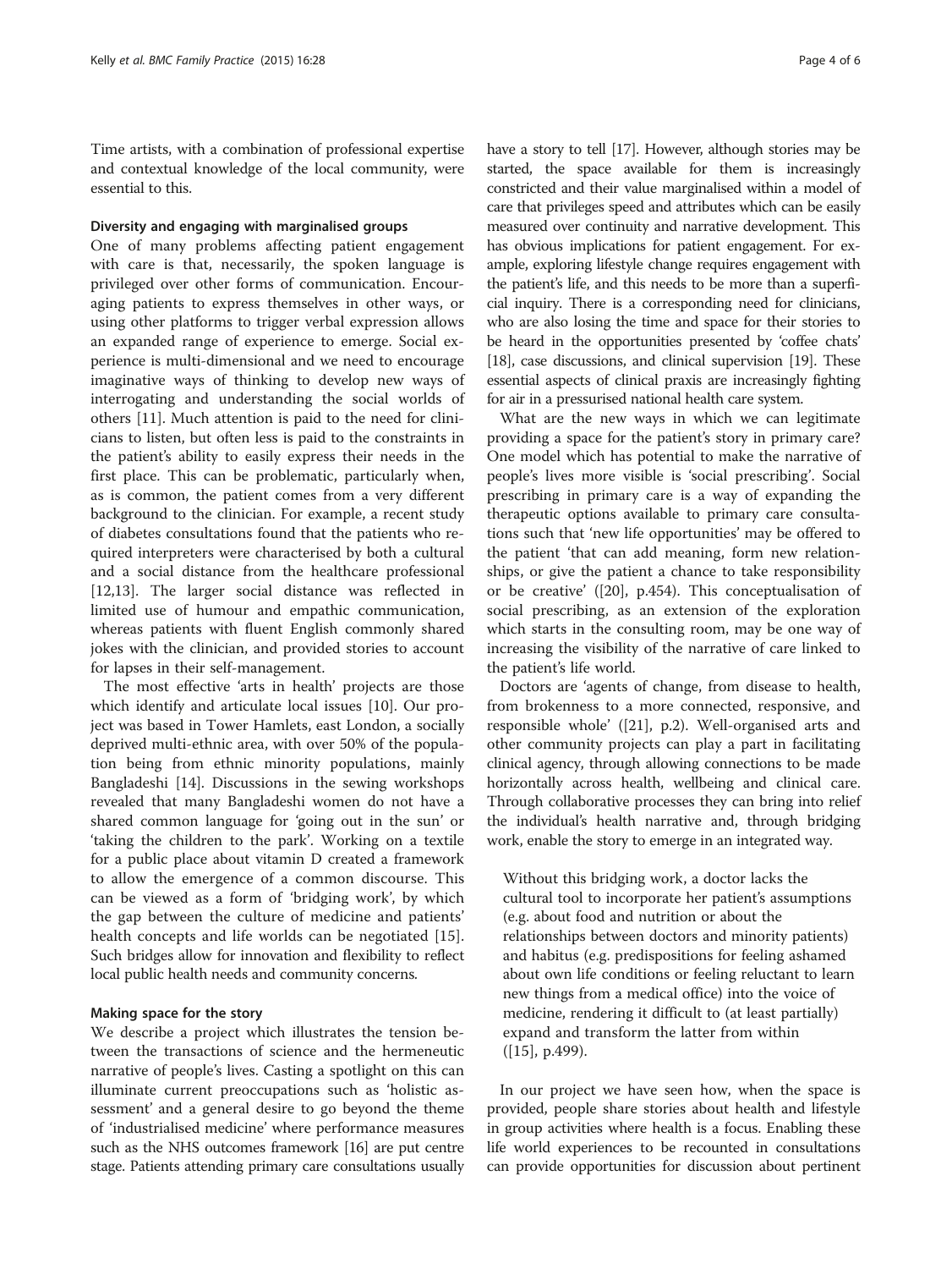Time artists, with a combination of professional expertise and contextual knowledge of the local community, were essential to this.

### Diversity and engaging with marginalised groups

One of many problems affecting patient engagement with care is that, necessarily, the spoken language is privileged over other forms of communication. Encouraging patients to express themselves in other ways, or using other platforms to trigger verbal expression allows an expanded range of experience to emerge. Social experience is multi-dimensional and we need to encourage imaginative ways of thinking to develop new ways of interrogating and understanding the social worlds of others [11]. Much attention is paid to the need for clinicians to listen, but often less is paid to the constraints in the patient's ability to easily express their needs in the first place. This can be problematic, particularly when, as is common, the patient comes from a very different background to the clinician. For example, a recent study of diabetes consultations found that the patients who required interpreters were characterised by both a cultural and a social distance from the healthcare professional [12,13]. The larger social distance was reflected in limited use of humour and empathic communication, whereas patients with fluent English commonly shared jokes with the clinician, and provided stories to account for lapses in their self-management.

The most effective 'arts in health' projects are those which identify and articulate local issues [10]. Our project was based in Tower Hamlets, east London, a socially deprived multi-ethnic area, with over 50% of the population being from ethnic minority populations, mainly Bangladeshi [14]. Discussions in the sewing workshops revealed that many Bangladeshi women do not have a shared common language for 'going out in the sun' or 'taking the children to the park'. Working on a textile for a public place about vitamin D created a framework to allow the emergence of a common discourse. This can be viewed as a form of 'bridging work', by which the gap between the culture of medicine and patients' health concepts and life worlds can be negotiated [15]. Such bridges allow for innovation and flexibility to reflect local public health needs and community concerns.

### Making space for the story

We describe a project which illustrates the tension between the transactions of science and the hermeneutic narrative of people's lives. Casting a spotlight on this can illuminate current preoccupations such as 'holistic assessment' and a general desire to go beyond the theme of 'industrialised medicine' where performance measures such as the NHS outcomes framework [16] are put centre stage. Patients attending primary care consultations usually have a story to tell [17]. However, although stories may be started, the space available for them is increasingly constricted and their value marginalised within a model of care that privileges speed and attributes which can be easily measured over continuity and narrative development. This has obvious implications for patient engagement. For example, exploring lifestyle change requires engagement with the patient's life, and this needs to be more than a superficial inquiry. There is a corresponding need for clinicians, who are also losing the time and space for their stories to be heard in the opportunities presented by 'coffee chats' [18], case discussions, and clinical supervision [19]. These essential aspects of clinical praxis are increasingly fighting for air in a pressurised national health care system.

What are the new ways in which we can legitimate providing a space for the patient's story in primary care? One model which has potential to make the narrative of people's lives more visible is 'social prescribing'. Social prescribing in primary care is a way of expanding the therapeutic options available to primary care consultations such that 'new life opportunities' may be offered to the patient 'that can add meaning, form new relationships, or give the patient a chance to take responsibility or be creative' ([20], p.454). This conceptualisation of social prescribing, as an extension of the exploration which starts in the consulting room, may be one way of increasing the visibility of the narrative of care linked to the patient's life world.

Doctors are 'agents of change, from disease to health, from brokenness to a more connected, responsive, and responsible whole' ([21], p.2). Well-organised arts and other community projects can play a part in facilitating clinical agency, through allowing connections to be made horizontally across health, wellbeing and clinical care. Through collaborative processes they can bring into relief the individual's health narrative and, through bridging work, enable the story to emerge in an integrated way.

> Without this bridging work, a doctor lacks the cultural tool to incorporate her patient's assumptions (e.g. about food and nutrition or about the relationships between doctors and minority patients) and habitus (e.g. predispositions for feeling ashamed about own life conditions or feeling reluctant to learn new things from a medical office) into the voice of medicine, rendering it difficult to (at least partially) expand and transform the latter from within ([15], p.499).

In our project we have seen how, when the space is provided, people share stories about health and lifestyle in group activities where health is a focus. Enabling these life world experiences to be recounted in consultations can provide opportunities for discussion about pertinent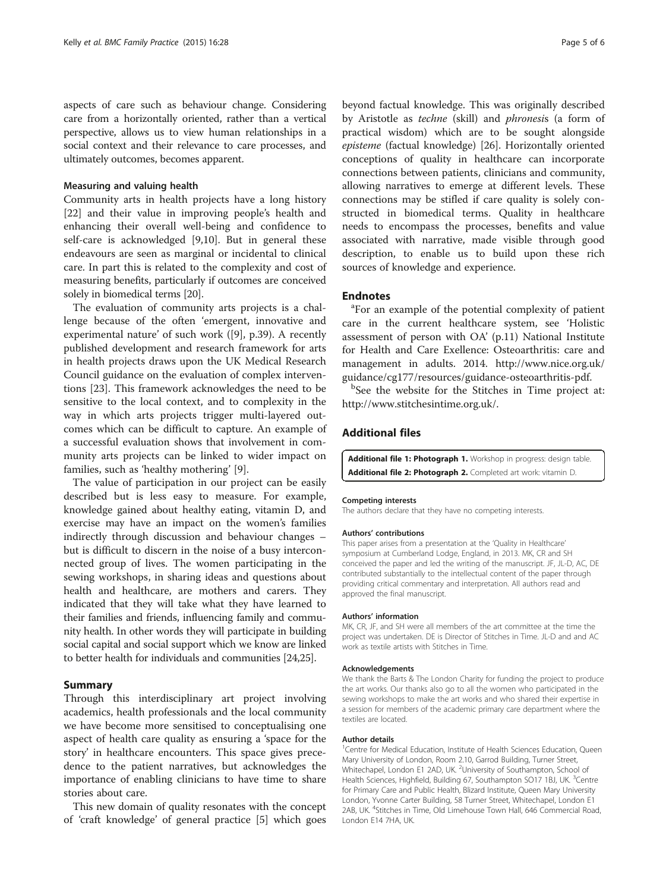aspects of care such as behaviour change. Considering care from a horizontally oriented, rather than a vertical perspective, allows us to view human relationships in a social context and their relevance to care processes, and ultimately outcomes, becomes apparent.

#### Measuring and valuing health

Community arts in health projects have a long history [22] and their value in improving people's health and enhancing their overall well-being and confidence to self-care is acknowledged [9,10]. But in general these endeavours are seen as marginal or incidental to clinical care. In part this is related to the complexity and cost of measuring benefits, particularly if outcomes are conceived solely in biomedical terms [20].

The evaluation of community arts projects is a challenge because of the often 'emergent, innovative and experimental nature' of such work ([9], p.39). A recently published development and research framework for arts in health projects draws upon the UK Medical Research Council guidance on the evaluation of complex interventions [23]. This framework acknowledges the need to be sensitive to the local context, and to complexity in the way in which arts projects trigger multi-layered outcomes which can be difficult to capture. An example of a successful evaluation shows that involvement in community arts projects can be linked to wider impact on families, such as 'healthy mothering' [9].

The value of participation in our project can be easily described but is less easy to measure. For example, knowledge gained about healthy eating, vitamin D, and exercise may have an impact on the women's families indirectly through discussion and behaviour changes – but is difficult to discern in the noise of a busy interconnected group of lives. The women participating in the sewing workshops, in sharing ideas and questions about health and healthcare, are mothers and carers. They indicated that they will take what they have learned to their families and friends, influencing family and community health. In other words they will participate in building social capital and social support which we know are linked to better health for individuals and communities [24,25].

### Summary

Through this interdisciplinary art project involving academics, health professionals and the local community we have become more sensitised to conceptualising one aspect of health care quality as ensuring a 'space for the story' in healthcare encounters. This space gives precedence to the patient narratives, but acknowledges the importance of enabling clinicians to have time to share stories about care.

This new domain of quality resonates with the concept of 'craft knowledge' of general practice [5] which goes beyond factual knowledge. This was originally described by Aristotle as *techne* (skill) and *phronesis* (a form of practical wisdom) which are to be sought alongside *episteme* (factual knowledge) [26]. Horizontally oriented conceptions of quality in healthcare can incorporate connections between patients, clinicians and community, allowing narratives to emerge at different levels. These connections may be stifled if care quality is solely constructed in biomedical terms. Quality in healthcare needs to encompass the processes, benefits and value associated with narrative, made visible through good description, to enable us to build upon these rich sources of knowledge and experience.

### Endnotes

[a]For an example of the potential complexity of patient care in the current healthcare system, see 'Holistic assessment of person with OA' (p.11) National Institute for Health and Care Exellence: Osteoarthritis: care and management in adults. 2014. http://www.nice.org.uk/guidance/cg177/resources/guidance-osteoarthritis-pdf.

[b]See the website for the Stitches in Time project at: http://www.stitchesintime.org.uk/.

### Additional files

**Additional file 1: Photograph 1.** Workshop in progress: design table.

**Additional file 2: Photograph 2.** Completed art work: vitamin D.

#### Competing interests

The authors declare that they have no competing interests.

#### Authors' contributions

This paper arises from a presentation at the 'Quality in Healthcare' symposium at Cumberland Lodge, England, in 2013. MK, CR and SH conceived the paper and led the writing of the manuscript. JF, JL-D, AC, DE contributed substantially to the intellectual content of the paper through providing critical commentary and interpretation. All authors read and approved the final manuscript.

#### Authors' information

MK, CR, JF, and SH were all members of the art committee at the time the project was undertaken. DE is Director of Stitches in Time. JL-D and and AC work as textile artists with Stitches in Time.

#### Acknowledgements

We thank the Barts & The London Charity for funding the project to produce the art works. Our thanks also go to all the women who participated in the sewing workshops to make the art works and who shared their expertise in a session for members of the academic primary care department where the textiles are located.

#### Author details

[1]Centre for Medical Education, Institute of Health Sciences Education, Queen Mary University of London, Room 2.10, Garrod Building, Turner Street, Whitechapel, London E1 2AD, UK. [2]University of Southampton, School of Health Sciences, Highfield, Building 67, Southampton SO17 1BJ, UK. [3]Centre for Primary Care and Public Health, Blizard Institute, Queen Mary University London, Yvonne Carter Building, 58 Turner Street, Whitechapel, London E1 2AB, UK. [4]Stitches in Time, Old Limehouse Town Hall, 646 Commercial Road, London E14 7HA, UK.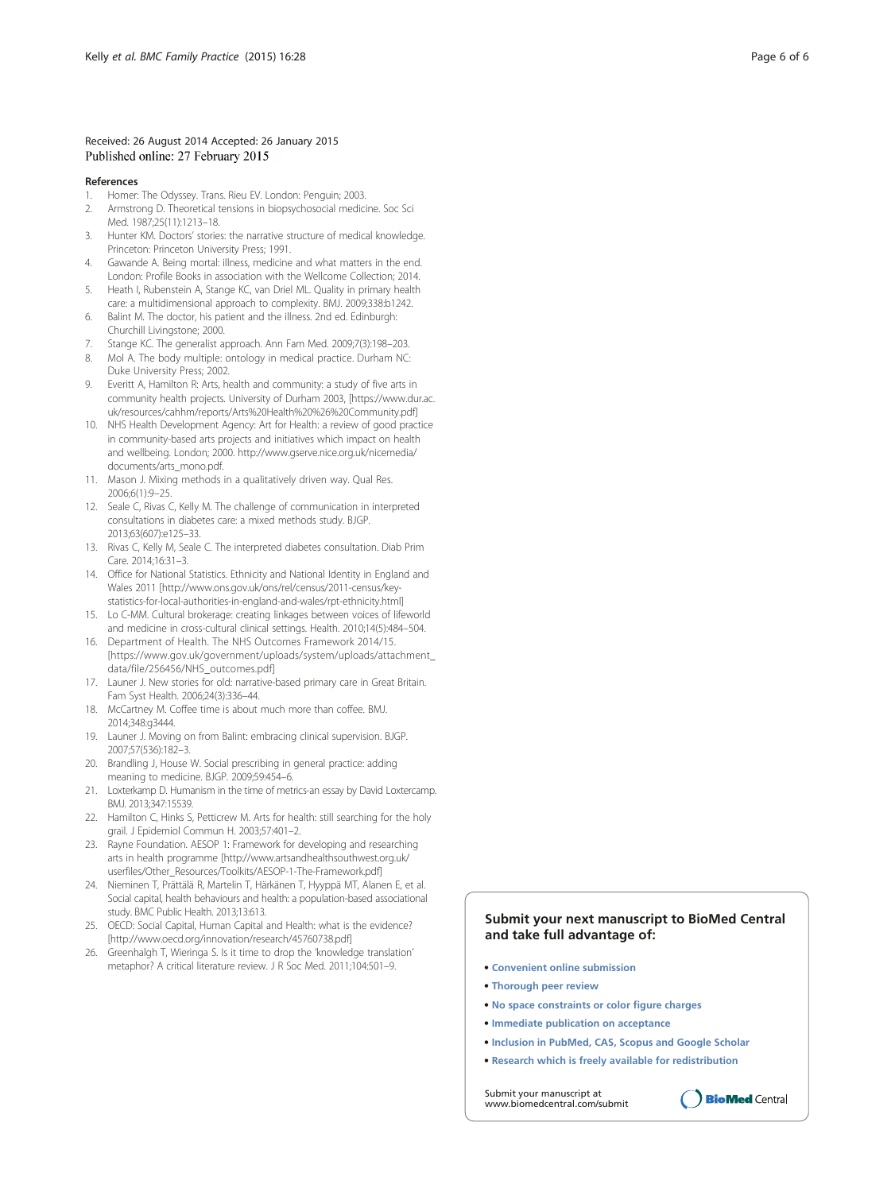Received: 26 August 2014 Accepted: 26 January 2015
Published online: 27 February 2015

## References

1. Homer: The Odyssey. Trans. Rieu EV. London: Penguin; 2003.
2. Armstrong D. Theoretical tensions in biopsychosocial medicine. Soc Sci Med. 1987;25(11):1213–18.
3. Hunter KM. Doctors' stories: the narrative structure of medical knowledge. Princeton: Princeton University Press; 1991.
4. Gawande A. Being mortal: illness, medicine and what matters in the end. London: Profile Books in association with the Wellcome Collection; 2014.
5. Heath I, Rubenstein A, Stange KC, van Driel ML. Quality in primary health care: a multidimensional approach to complexity. BMJ. 2009;338:b1242.
6. Balint M. The doctor, his patient and the illness. 2nd ed. Edinburgh: Churchill Livingstone; 2000.
7. Stange KC. The generalist approach. Ann Fam Med. 2009;7(3):198–203.
8. Mol A. The body multiple: ontology in medical practice. Durham NC: Duke University Press; 2002.
9. Everitt A, Hamilton R: Arts, health and community: a study of five arts in community health projects. University of Durham 2003, [https://www.dur.ac.uk/resources/cahhm/reports/Arts%20Health%20%26%20Community.pdf]
10. NHS Health Development Agency: Art for Health: a review of good practice in community-based arts projects and initiatives which impact on health and wellbeing. London; 2000. http://www.gserve.nice.org.uk/nicemedia/documents/arts_mono.pdf.
11. Mason J. Mixing methods in a qualitatively driven way. Qual Res. 2006;6(1):9–25.
12. Seale C, Rivas C, Kelly M. The challenge of communication in interpreted consultations in diabetes care: a mixed methods study. BJGP. 2013;63(607):e125–33.
13. Rivas C, Kelly M, Seale C. The interpreted diabetes consultation. Diab Prim Care. 2014;16:31–3.
14. Office for National Statistics. Ethnicity and National Identity in England and Wales 2011 [http://www.ons.gov.uk/ons/rel/census/2011-census/key-statistics-for-local-authorities-in-england-and-wales/rpt-ethnicity.html]
15. Lo C-MM. Cultural brokerage: creating linkages between voices of lifeworld and medicine in cross-cultural clinical settings. Health. 2010;14(5):484–504.
16. Department of Health. The NHS Outcomes Framework 2014/15. [https://www.gov.uk/government/uploads/system/uploads/attachment_data/file/256456/NHS_outcomes.pdf]
17. Launer J. New stories for old: narrative-based primary care in Great Britain. Fam Syst Health. 2006;24(3):336–44.
18. McCartney M. Coffee time is about much more than coffee. BMJ. 2014;348:g3444.
19. Launer J. Moving on from Balint: embracing clinical supervision. BJGP. 2007;57(536):182–3.
20. Brandling J, House W. Social prescribing in general practice: adding meaning to medicine. BJGP. 2009;59:454–6.
21. Loxterkamp D. Humanism in the time of metrics-an essay by David Loxtercamp. BMJ. 2013;347:15539.
22. Hamilton C, Hinks S, Petticrew M. Arts for health: still searching for the holy grail. J Epidemiol Commun H. 2003;57:401–2.
23. Rayne Foundation. AESOP 1: Framework for developing and researching arts in health programme [http://www.artsandhealthsouthwest.org.uk/userfiles/Other_Resources/Toolkits/AESOP-1-The-Framework.pdf]
24. Nieminen T, Prättälä R, Martelin T, Härkänen T, Hyyppä MT, Alanen E, et al. Social capital, health behaviours and health: a population-based associational study. BMC Public Health. 2013;13:613.
25. OECD: Social Capital, Human Capital and Health: what is the evidence? [http://www.oecd.org/innovation/research/45760738.pdf]
26. Greenhalgh T, Wieringa S. Is it time to drop the 'knowledge translation' metaphor? A critical literature review. J R Soc Med. 2011;104:501–9.

**Submit your next manuscript to BioMed Central and take full advantage of:**

- Convenient online submission
- Thorough peer review
- No space constraints or color figure charges
- Immediate publication on acceptance
- Inclusion in PubMed, CAS, Scopus and Google Scholar
- Research which is freely available for redistribution

Submit your manuscript at www.biomedcentral.com/submit

BioMed Central